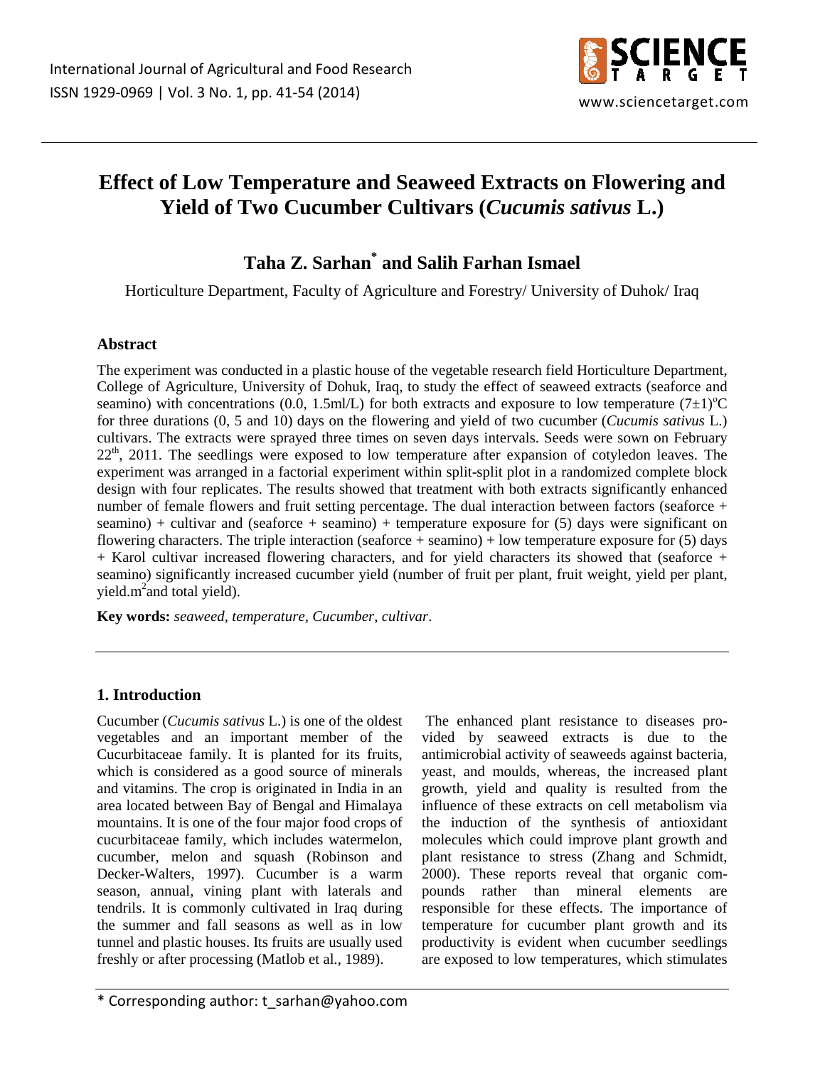# Effect of Low Temperature and Seaweed Extracts on Flowering and Yield of Two Cucumber Cultivars (*Cucumis sativus* L.)

## Taha Z. Sarhan* and Salih Farhan Ismael

Horticulture Department, Faculty of Agriculture and Forestry/ University of Duhok/ Iraq

### Abstract

The experiment was conducted in a plastic house of the vegetable research field Horticulture Department, College of Agriculture, University of Dohuk, Iraq, to study the effect of seaweed extracts (seaforce and seamino) with concentrations (0.0, 1.5ml/L) for both extracts and exposure to low temperature $(7\pm1)^{o}$C for three durations (0, 5 and 10) days on the flowering and yield of two cucumber (*Cucumis sativus* L.) cultivars. The extracts were sprayed three times on seven days intervals. Seeds were sown on February $22^{th}$, 2011. The seedlings were exposed to low temperature after expansion of cotyledon leaves. The experiment was arranged in a factorial experiment within split-split plot in a randomized complete block design with four replicates. The results showed that treatment with both extracts significantly enhanced number of female flowers and fruit setting percentage. The dual interaction between factors (seaforce + seamino) + cultivar and (seaforce + seamino) + temperature exposure for (5) days were significant on flowering characters. The triple interaction (seaforce + seamino) + low temperature exposure for (5) days + Karol cultivar increased flowering characters, and for yield characters its showed that (seaforce + seamino) significantly increased cucumber yield (number of fruit per plant, fruit weight, yield per plant, yield.$m^2$and total yield).

**Key words:** *seaweed, temperature, Cucumber, cultivar.*

### 1. Introduction

Cucumber (*Cucumis sativus* L.) is one of the oldest vegetables and an important member of the Cucurbitaceae family. It is planted for its fruits, which is considered as a good source of minerals and vitamins. The crop is originated in India in an area located between Bay of Bengal and Himalaya mountains. It is one of the four major food crops of cucurbitaceae family, which includes watermelon, cucumber, melon and squash (Robinson and Decker-Walters, 1997). Cucumber is a warm season, annual, vining plant with laterals and tendrils. It is commonly cultivated in Iraq during the summer and fall seasons as well as in low tunnel and plastic houses. Its fruits are usually used freshly or after processing (Matlob et al., 1989).

The enhanced plant resistance to diseases provided by seaweed extracts is due to the antimicrobial activity of seaweeds against bacteria, yeast, and moulds, whereas, the increased plant growth, yield and quality is resulted from the influence of these extracts on cell metabolism via the induction of the synthesis of antioxidant molecules which could improve plant growth and plant resistance to stress (Zhang and Schmidt, 2000). These reports reveal that organic compounds rather than mineral elements are responsible for these effects. The importance of temperature for cucumber plant growth and its productivity is evident when cucumber seedlings are exposed to low temperatures, which stimulates

\* Corresponding author: t_sarhan@yahoo.com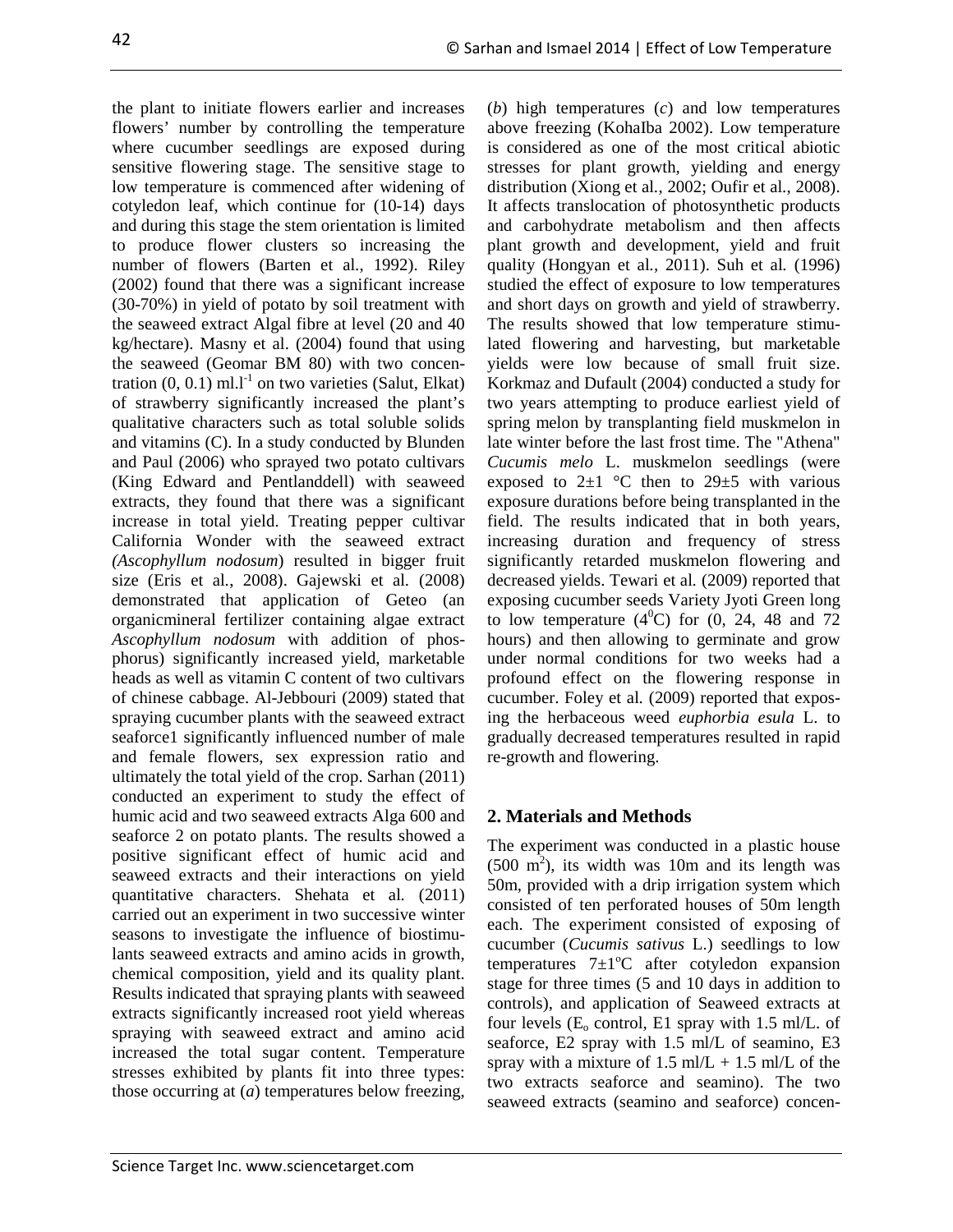the plant to initiate flowers earlier and increases flowers' number by controlling the temperature where cucumber seedlings are exposed during sensitive flowering stage. The sensitive stage to low temperature is commenced after widening of cotyledon leaf, which continue for (10-14) days and during this stage the stem orientation is limited to produce flower clusters so increasing the number of flowers (Barten et al., 1992). Riley (2002) found that there was a significant increase (30-70%) in yield of potato by soil treatment with the seaweed extract Algal fibre at level (20 and 40 kg/hectare). Masny et al. (2004) found that using the seaweed (Geomar BM 80) with two concentration (0, 0.1) $ml.l^{-1}$ on two varieties (Salut, Elkat) of strawberry significantly increased the plant's qualitative characters such as total soluble solids and vitamins (C). In a study conducted by Blunden and Paul (2006) who sprayed two potato cultivars (King Edward and Pentlanddell) with seaweed extracts, they found that there was a significant increase in total yield. Treating pepper cultivar California Wonder with the seaweed extract (*Ascophyllum nodosum*) resulted in bigger fruit size (Eris et al., 2008). Gajewski et al. (2008) demonstrated that application of Geteo (an organicmineral fertilizer containing algae extract *Ascophyllum nodosum* with addition of phosphorus) significantly increased yield, marketable heads as well as vitamin C content of two cultivars of chinese cabbage. Al-Jebbouri (2009) stated that spraying cucumber plants with the seaweed extract seaforce1 significantly influenced number of male and female flowers, sex expression ratio and ultimately the total yield of the crop. Sarhan (2011) conducted an experiment to study the effect of humic acid and two seaweed extracts Alga 600 and seaforce 2 on potato plants. The results showed a positive significant effect of humic acid and seaweed extracts and their interactions on yield quantitative characters. Shehata et al. (2011) carried out an experiment in two successive winter seasons to investigate the influence of biostimulants seaweed extracts and amino acids in growth, chemical composition, yield and its quality plant. Results indicated that spraying plants with seaweed extracts significantly increased root yield whereas spraying with seaweed extract and amino acid increased the total sugar content. Temperature stresses exhibited by plants fit into three types: those occurring at (*a*) temperatures below freezing, (*b*) high temperatures (*c*) and low temperatures above freezing (KohaIba 2002). Low temperature is considered as one of the most critical abiotic stresses for plant growth, yielding and energy distribution (Xiong et al., 2002; Oufir et al., 2008). It affects translocation of photosynthetic products and carbohydrate metabolism and then affects plant growth and development, yield and fruit quality (Hongyan et al., 2011). Suh et al. (1996) studied the effect of exposure to low temperatures and short days on growth and yield of strawberry. The results showed that low temperature stimulated flowering and harvesting, but marketable yields were low because of small fruit size. Korkmaz and Dufault (2004) conducted a study for two years attempting to produce earliest yield of spring melon by transplanting field muskmelon in late winter before the last frost time. The "Athena" *Cucumis melo* L. muskmelon seedlings (were exposed to 2±1 °C then to 29±5 with various exposure durations before being transplanted in the field. The results indicated that in both years, increasing duration and frequency of stress significantly retarded muskmelon flowering and decreased yields. Tewari et al. (2009) reported that exposing cucumber seeds Variety Jyoti Green long to low temperature ($4^0$C) for (0, 24, 48 and 72 hours) and then allowing to germinate and grow under normal conditions for two weeks had a profound effect on the flowering response in cucumber. Foley et al. (2009) reported that exposing the herbaceous weed *euphorbia esula* L. to gradually decreased temperatures resulted in rapid re-growth and flowering.

## 2. Materials and Methods

The experiment was conducted in a plastic house (500 $m^2$), its width was 10m and its length was 50m, provided with a drip irrigation system which consisted of ten perforated houses of 50m length each. The experiment consisted of exposing of cucumber (*Cucumis sativus* L.) seedlings to low temperatures 7±1°C after cotyledon expansion stage for three times (5 and 10 days in addition to controls), and application of Seaweed extracts at four levels ($E_o$ control, E1 spray with 1.5 ml/L. of seaforce, E2 spray with 1.5 ml/L of seamino, E3 spray with a mixture of 1.5 ml/L + 1.5 ml/L of the two extracts seaforce and seamino). The two seaweed extracts (seamino and seaforce) concen-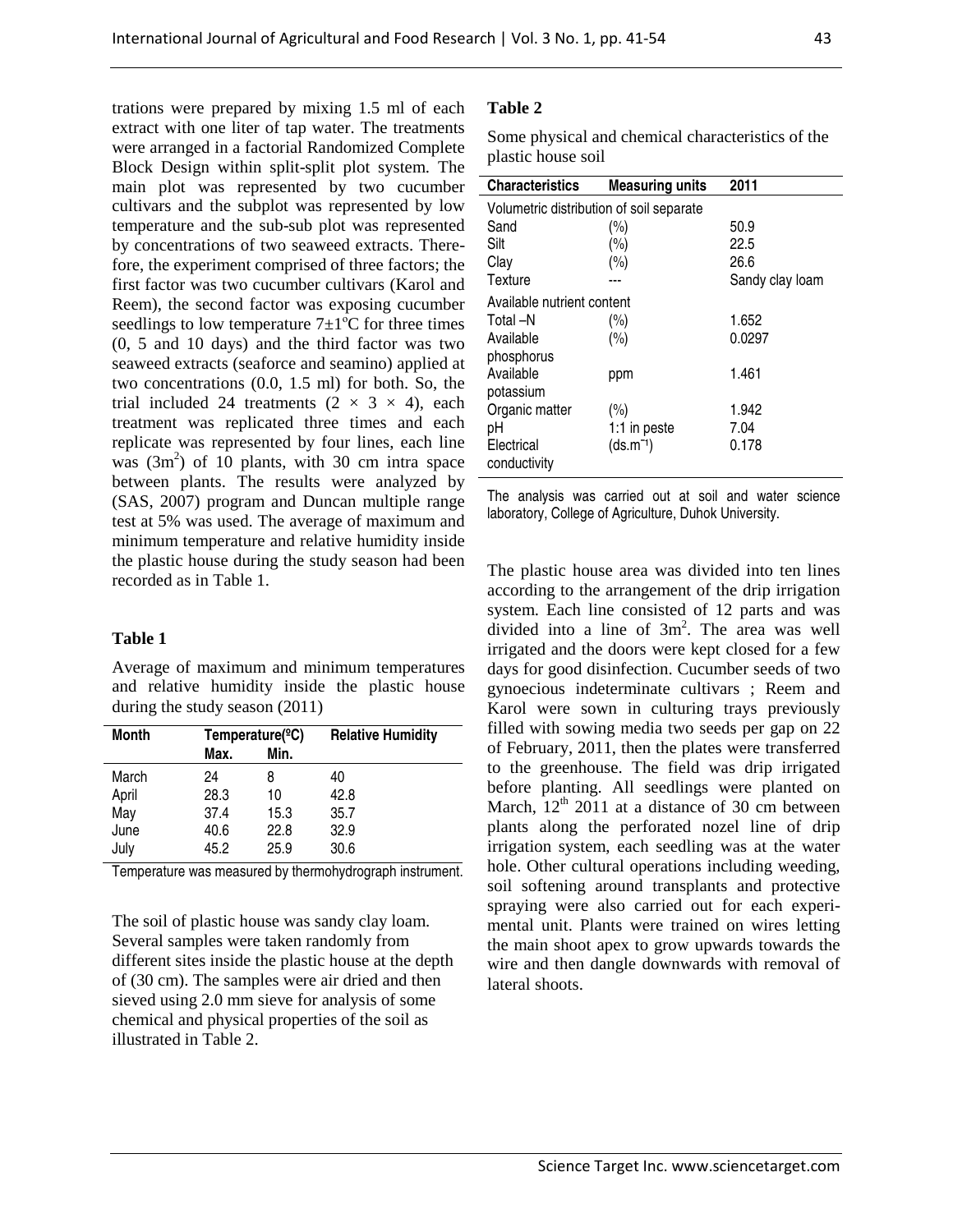trations were prepared by mixing 1.5 ml of each extract with one liter of tap water. The treatments were arranged in a factorial Randomized Complete Block Design within split-split plot system. The main plot was represented by two cucumber cultivars and the subplot was represented by low temperature and the sub-sub plot was represented by concentrations of two seaweed extracts. Therefore, the experiment comprised of three factors; the first factor was two cucumber cultivars (Karol and Reem), the second factor was exposing cucumber seedlings to low temperature 7±1°C for three times (0, 5 and 10 days) and the third factor was two seaweed extracts (seaforce and seamino) applied at two concentrations (0.0, 1.5 ml) for both. So, the trial included 24 treatments ($2 \times 3 \times 4$), each treatment was replicated three times and each replicate was represented by four lines, each line was ($3m^2$) of 10 plants, with 30 cm intra space between plants. The results were analyzed by (SAS, 2007) program and Duncan multiple range test at 5% was used. The average of maximum and minimum temperature and relative humidity inside the plastic house during the study season had been recorded as in Table 1.

**Table 1**

Average of maximum and minimum temperatures and relative humidity inside the plastic house during the study season (2011)

| Month | Temperature(°C) | | Relative Humidity |
|---|---|---|---|
| | Max. | Min. | |
| March | 24 | 8 | 40 |
| April | 28.3 | 10 | 42.8 |
| May | 37.4 | 15.3 | 35.7 |
| June | 40.6 | 22.8 | 32.9 |
| July | 45.2 | 25.9 | 30.6 |

Temperature was measured by thermohydrograph instrument.

The soil of plastic house was sandy clay loam. Several samples were taken randomly from different sites inside the plastic house at the depth of (30 cm). The samples were air dried and then sieved using 2.0 mm sieve for analysis of some chemical and physical properties of the soil as illustrated in Table 2.

**Table 2**

Some physical and chemical characteristics of the plastic house soil

| Characteristics | Measuring units | 2011 |
|---|---|---|
| Volumetric distribution of soil separate | | |
| Sand | (%) | 50.9 |
| Silt | (%) | 22.5 |
| Clay | (%) | 26.6 |
| Texture | --- | Sandy clay loam |
| Available nutrient content | | |
| Total –N | (%) | 1.652 |
| Available phosphorus | (%) | 0.0297 |
| Available potassium | ppm | 1.461 |
| Organic matter | (%) | 1.942 |
| pH | 1:1 in peste | 7.04 |
| Electrical conductivity | ($ds.m^{-1}$) | 0.178 |

The analysis was carried out at soil and water science laboratory, College of Agriculture, Duhok University.

The plastic house area was divided into ten lines according to the arrangement of the drip irrigation system. Each line consisted of 12 parts and was divided into a line of $3m^2$. The area was well irrigated and the doors were kept closed for a few days for good disinfection. Cucumber seeds of two gynoecious indeterminate cultivars ; Reem and Karol were sown in culturing trays previously filled with sowing media two seeds per gap on 22 of February, 2011, then the plates were transferred to the greenhouse. The field was drip irrigated before planting. All seedlings were planted on March, 12th 2011 at a distance of 30 cm between plants along the perforated nozel line of drip irrigation system, each seedling was at the water hole. Other cultural operations including weeding, soil softening around transplants and protective spraying were also carried out for each experimental unit. Plants were trained on wires letting the main shoot apex to grow upwards towards the wire and then dangle downwards with removal of lateral shoots.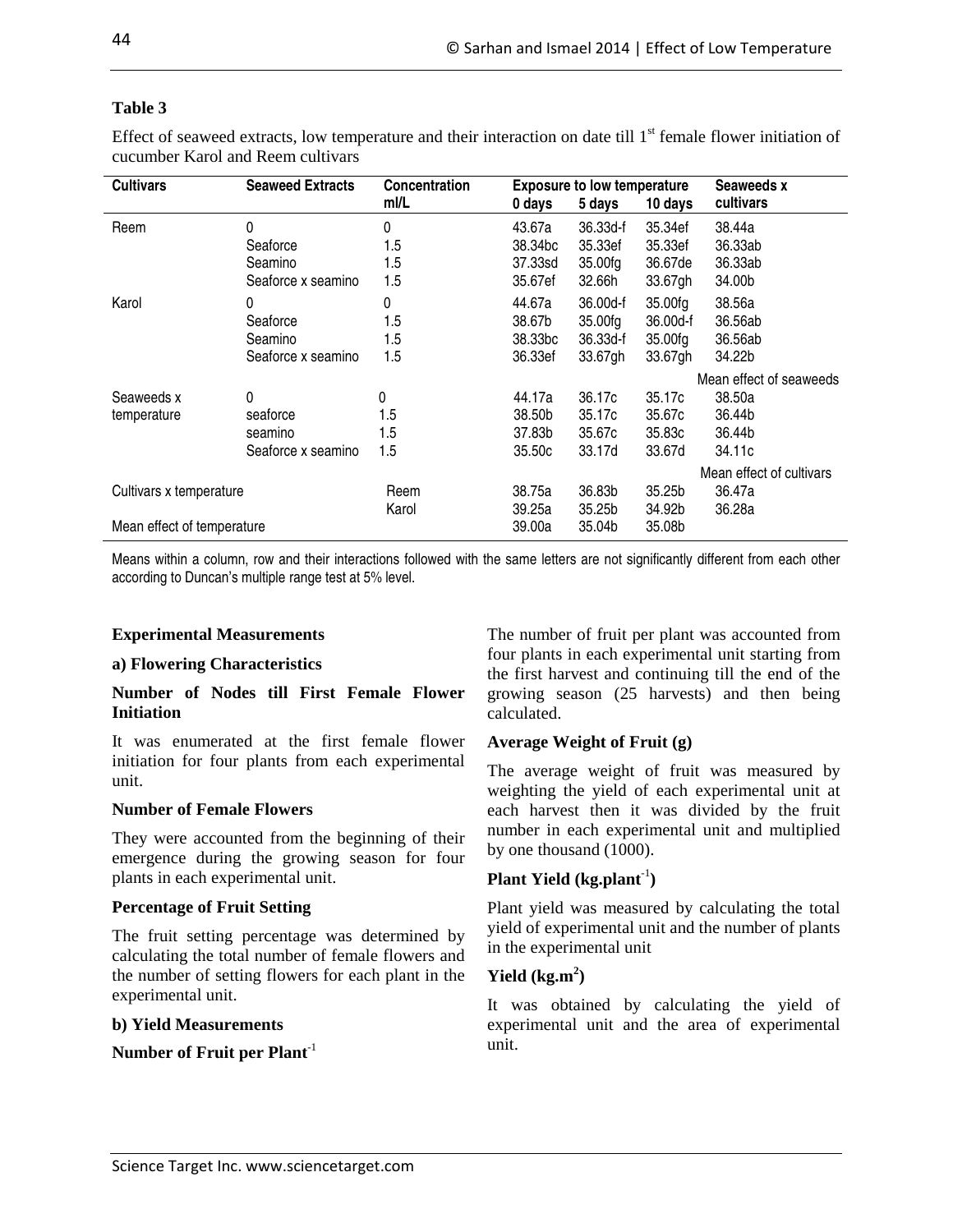**Table 3**

Effect of seaweed extracts, low temperature and their interaction on date till 1st female flower initiation of cucumber Karol and Reem cultivars

| Cultivars | Seaweed Extracts | Concentration ml/L | Exposure to low temperature 0 days | 5 days | 10 days | Seaweeds x cultivars |
|---|---|---|---|---|---|---|
| Reem | 0 | 0 | 43.67a | 36.33d-f | 35.34ef | 38.44a |
| | Seaforce | 1.5 | 38.34bc | 35.33ef | 35.33ef | 36.33ab |
| | Seamino | 1.5 | 37.33sd | 35.00fg | 36.67de | 36.33ab |
| | Seaforce x seamino | 1.5 | 35.67ef | 32.66h | 33.67gh | 34.00b |
| Karol | 0 | 0 | 44.67a | 36.00d-f | 35.00fg | 38.56a |
| | Seaforce | 1.5 | 38.67b | 35.00fg | 36.00d-f | 36.56ab |
| | Seamino | 1.5 | 38.33bc | 36.33d-f | 35.00fg | 36.56ab |
| | Seaforce x seamino | 1.5 | 36.33ef | 33.67gh | 33.67gh | 34.22b |
| | | | | | | Mean effect of seaweeds |
| Seaweeds x temperature | 0 | 0 | 44.17a | 36.17c | 35.17c | 38.50a |
| | seaforce | 1.5 | 38.50b | 35.17c | 35.67c | 36.44b |
| | seamino | 1.5 | 37.83b | 35.67c | 35.83c | 36.44b |
| | Seaforce x seamino | 1.5 | 35.50c | 33.17d | 33.67d | 34.11c |
| | | | | | | Mean effect of cultivars |
| Cultivars x temperature | | Reem | 38.75a | 36.83b | 35.25b | 36.47a |
| | | Karol | 39.25a | 35.25b | 34.92b | 36.28a |
| Mean effect of temperature | | | 39.00a | 35.04b | 35.08b | |

Means within a column, row and their interactions followed with the same letters are not significantly different from each other according to Duncan's multiple range test at 5% level.

### Experimental Measurements

#### a) Flowering Characteristics

**Number of Nodes till First Female Flower Initiation**

It was enumerated at the first female flower initiation for four plants from each experimental unit.

**Number of Female Flowers**

They were accounted from the beginning of their emergence during the growing season for four plants in each experimental unit.

**Percentage of Fruit Setting**

The fruit setting percentage was determined by calculating the total number of female flowers and the number of setting flowers for each plant in the experimental unit.

#### b) Yield Measurements

**Number of Fruit per Plant$^{-1}$**

The number of fruit per plant was accounted from four plants in each experimental unit starting from the first harvest and continuing till the end of the growing season (25 harvests) and then being calculated.

**Average Weight of Fruit (g)**

The average weight of fruit was measured by weighting the yield of each experimental unit at each harvest then it was divided by the fruit number in each experimental unit and multiplied by one thousand (1000).

**Plant Yield (kg.plant$^{-1}$)**

Plant yield was measured by calculating the total yield of experimental unit and the number of plants in the experimental unit

**Yield (kg.m$^2$)**

It was obtained by calculating the yield of experimental unit and the area of experimental unit.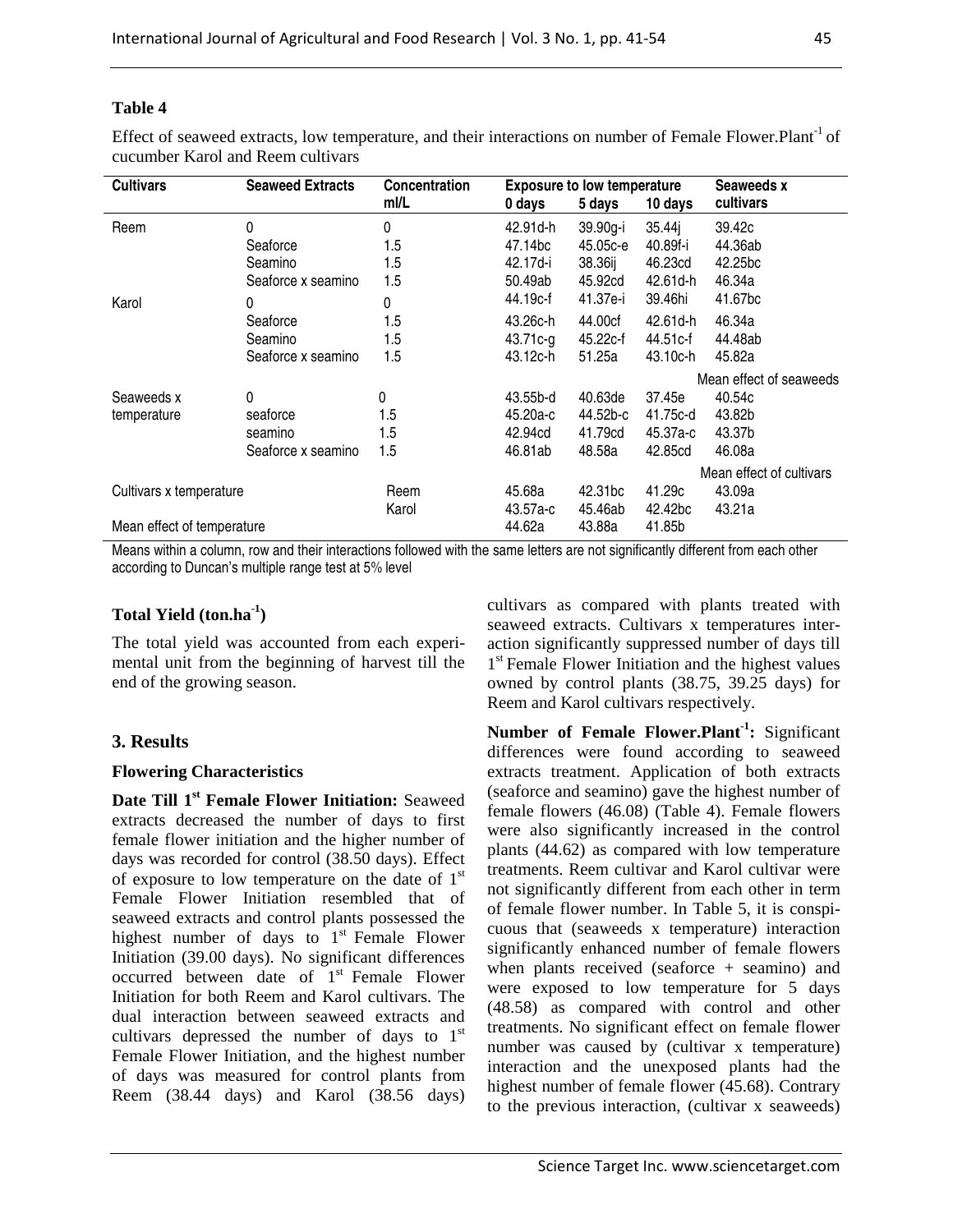**Table 4**

Effect of seaweed extracts, low temperature, and their interactions on number of Female Flower.Plant$^{-1}$ of cucumber Karol and Reem cultivars

| Cultivars | Seaweed Extracts | Concentration ml/L | Exposure to low temperature | | | Seaweeds x cultivars |
|---|---|---|---|---|---|---|
| | | | 0 days | 5 days | 10 days | |
| Reem | 0 | 0 | 42.91d-h | 39.90g-i | 35.44j | 39.42c |
| | Seaforce | 1.5 | 47.14bc | 45.05c-e | 40.89f-i | 44.36ab |
| | Seamino | 1.5 | 42.17d-i | 38.36ij | 46.23cd | 42.25bc |
| | Seaforce x seamino | 1.5 | 50.49ab | 45.92cd | 42.61d-h | 46.34a |
| Karol | 0 | 0 | 44.19c-f | 41.37e-i | 39.46hi | 41.67bc |
| | Seaforce | 1.5 | 43.26c-h | 44.00cf | 42.61d-h | 46.34a |
| | Seamino | 1.5 | 43.71c-g | 45.22c-f | 44.51c-f | 44.48ab |
| | Seaforce x seamino | 1.5 | 43.12c-h | 51.25a | 43.10c-h | 45.82a |
| | | | | | | Mean effect of seaweeds |
| Seaweeds x temperature | 0 | 0 | 43.55b-d | 40.63de | 37.45e | 40.54c |
| | seaforce | 1.5 | 45.20a-c | 44.52b-c | 41.75c-d | 43.82b |
| | seamino | 1.5 | 42.94cd | 41.79cd | 45.37a-c | 43.37b |
| | Seaforce x seamino | 1.5 | 46.81ab | 48.58a | 42.85cd | 46.08a |
| | | | | | | Mean effect of cultivars |
| Cultivars x temperature | | Reem | 45.68a | 42.31bc | 41.29c | 43.09a |
| | | Karol | 43.57a-c | 45.46ab | 42.42bc | 43.21a |
| Mean effect of temperature | | | 44.62a | 43.88a | 41.85b | |

Means within a column, row and their interactions followed with the same letters are not significantly different from each other according to Duncan's multiple range test at 5% level

### Total Yield (ton.ha$^{-1}$)

The total yield was accounted from each experimental unit from the beginning of harvest till the end of the growing season.

## 3. Results

### Flowering Characteristics

**Date Till 1$^{st}$ Female Flower Initiation:** Seaweed extracts decreased the number of days to first female flower initiation and the higher number of days was recorded for control (38.50 days). Effect of exposure to low temperature on the date of 1$^{st}$ Female Flower Initiation resembled that of seaweed extracts and control plants possessed the highest number of days to 1$^{st}$ Female Flower Initiation (39.00 days). No significant differences occurred between date of 1$^{st}$ Female Flower Initiation for both Reem and Karol cultivars. The dual interaction between seaweed extracts and cultivars depressed the number of days to 1$^{st}$ Female Flower Initiation, and the highest number of days was measured for control plants from Reem (38.44 days) and Karol (38.56 days) cultivars as compared with plants treated with seaweed extracts. Cultivars x temperatures interaction significantly suppressed number of days till 1$^{st}$ Female Flower Initiation and the highest values owned by control plants (38.75, 39.25 days) for Reem and Karol cultivars respectively.

**Number of Female Flower.Plant$^{-1}$:** Significant differences were found according to seaweed extracts treatment. Application of both extracts (seaforce and seamino) gave the highest number of female flowers (46.08) (Table 4). Female flowers were also significantly increased in the control plants (44.62) as compared with low temperature treatments. Reem cultivar and Karol cultivar were not significantly different from each other in term of female flower number. In Table 5, it is conspicuous that (seaweeds x temperature) interaction significantly enhanced number of female flowers when plants received (seaforce + seamino) and were exposed to low temperature for 5 days (48.58) as compared with control and other treatments. No significant effect on female flower number was caused by (cultivar x temperature) interaction and the unexposed plants had the highest number of female flower (45.68). Contrary to the previous interaction, (cultivar x seaweeds)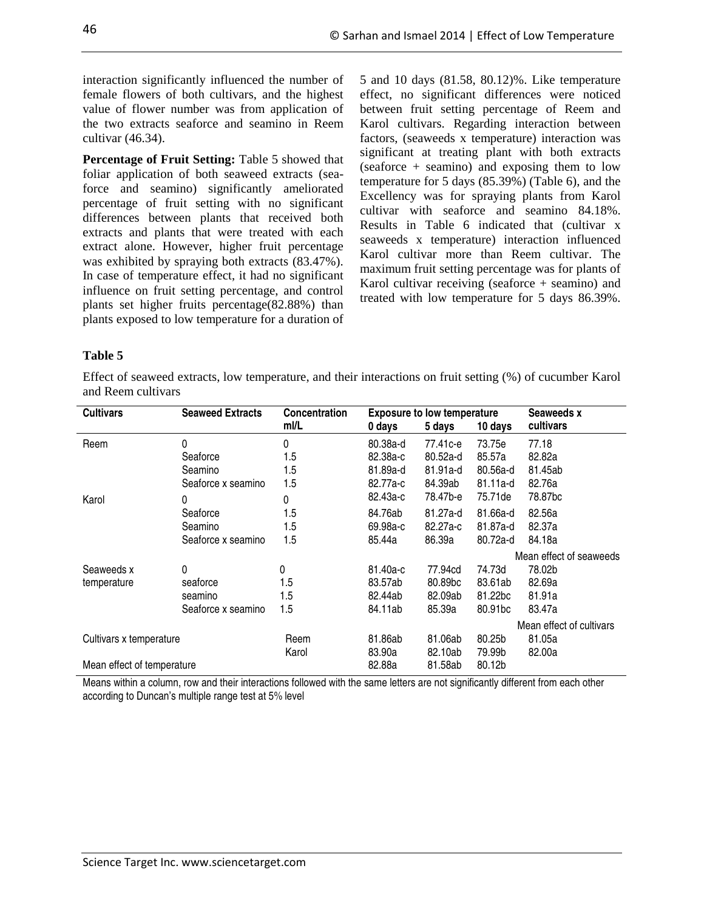interaction significantly influenced the number of female flowers of both cultivars, and the highest value of flower number was from application of the two extracts seaforce and seamino in Reem cultivar (46.34).

**Percentage of Fruit Setting:** Table 5 showed that foliar application of both seaweed extracts (seaforce and seamino) significantly ameliorated percentage of fruit setting with no significant differences between plants that received both extracts and plants that were treated with each extract alone. However, higher fruit percentage was exhibited by spraying both extracts (83.47%). In case of temperature effect, it had no significant influence on fruit setting percentage, and control plants set higher fruits percentage(82.88%) than plants exposed to low temperature for a duration of 5 and 10 days (81.58, 80.12)%. Like temperature effect, no significant differences were noticed between fruit setting percentage of Reem and Karol cultivars. Regarding interaction between factors, (seaweeds x temperature) interaction was significant at treating plant with both extracts (seaforce + seamino) and exposing them to low temperature for 5 days (85.39%) (Table 6), and the Excellency was for spraying plants from Karol cultivar with seaforce and seamino 84.18%. Results in Table 6 indicated that (cultivar x seaweeds x temperature) interaction influenced Karol cultivar more than Reem cultivar. The maximum fruit setting percentage was for plants of Karol cultivar receiving (seaforce + seamino) and treated with low temperature for 5 days 86.39%.

**Table 5**

Effect of seaweed extracts, low temperature, and their interactions on fruit setting (%) of cucumber Karol and Reem cultivars

| Cultivars | Seaweed Extracts | Concentration ml/L | Exposure to low temperature | | | Seaweeds x cultivars |
|---|---|---|---|---|---|---|
| | | | 0 days | 5 days | 10 days | |
| Reem | 0 | 0 | 80.38a-d | 77.41c-e | 73.75e | 77.18 |
| | Seaforce | 1.5 | 82.38a-c | 80.52a-d | 85.57a | 82.82a |
| | Seamino | 1.5 | 81.89a-d | 81.91a-d | 80.56a-d | 81.45ab |
| | Seaforce x seamino | 1.5 | 82.77a-c | 84.39ab | 81.11a-d | 82.76a |
| Karol | 0 | 0 | 82.43a-c | 78.47b-e | 75.71de | 78.87bc |
| | Seaforce | 1.5 | 84.76ab | 81.27a-d | 81.66a-d | 82.56a |
| | Seamino | 1.5 | 69.98a-c | 82.27a-c | 81.87a-d | 82.37a |
| | Seaforce x seamino | 1.5 | 85.44a | 86.39a | 80.72a-d | 84.18a |
| | | | | | | Mean effect of seaweeds |
| Seaweeds x temperature | 0 | 0 | 81.40a-c | 77.94cd | 74.73d | 78.02b |
| | seaforce | 1.5 | 83.57ab | 80.89bc | 83.61ab | 82.69a |
| | seamino | 1.5 | 82.44ab | 82.09ab | 81.22bc | 81.91a |
| | Seaforce x seamino | 1.5 | 84.11ab | 85.39a | 80.91bc | 83.47a |
| | | | | | | Mean effect of cultivars |
| Cultivars x temperature | | Reem | 81.86ab | 81.06ab | 80.25b | 81.05a |
| | | Karol | 83.90a | 82.10ab | 79.99b | 82.00a |
| Mean effect of temperature | | | 82.88a | 81.58ab | 80.12b | |

Means within a column, row and their interactions followed with the same letters are not significantly different from each other according to Duncan's multiple range test at 5% level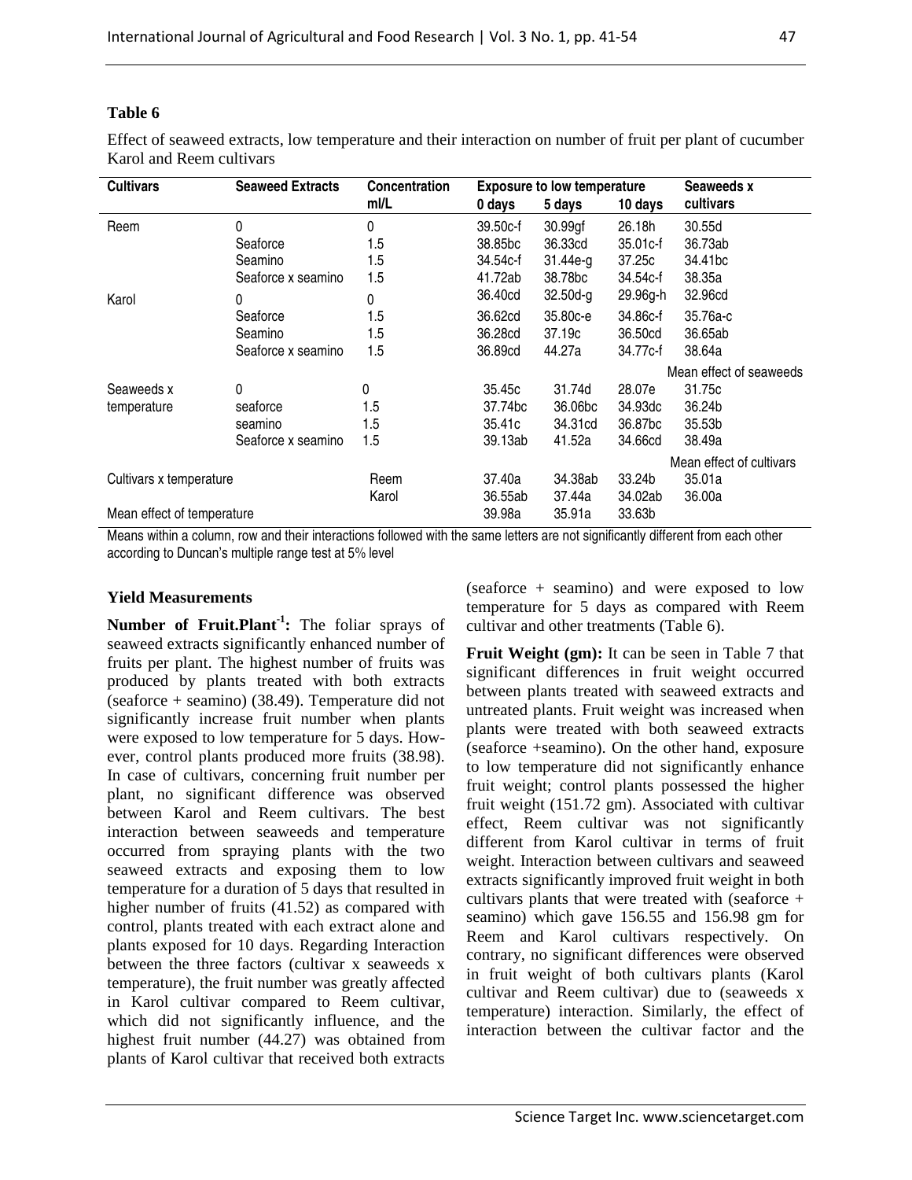**Table 6**

Effect of seaweed extracts, low temperature and their interaction on number of fruit per plant of cucumber Karol and Reem cultivars

| Cultivars | Seaweed Extracts | Concentration ml/L | Exposure to low temperature | | | Seaweeds x cultivars |
|---|---|---|---|---|---|---|
| | | | 0 days | 5 days | 10 days | |
| Reem | 0 | 0 | 39.50c-f | 30.99gf | 26.18h | 30.55d |
| | Seaforce | 1.5 | 38.85bc | 36.33cd | 35.01c-f | 36.73ab |
| | Seamino | 1.5 | 34.54c-f | 31.44e-g | 37.25c | 34.41bc |
| | Seaforce x seamino | 1.5 | 41.72ab | 38.78bc | 34.54c-f | 38.35a |
| Karol | 0 | 0 | 36.40cd | 32.50d-g | 29.96g-h | 32.96cd |
| | Seaforce | 1.5 | 36.62cd | 35.80c-e | 34.86c-f | 35.76a-c |
| | Seamino | 1.5 | 36.28cd | 37.19c | 36.50cd | 36.65ab |
| | Seaforce x seamino | 1.5 | 36.89cd | 44.27a | 34.77c-f | 38.64a |
| | | | | | | Mean effect of seaweeds |
| Seaweeds x temperature | 0 | 0 | 35.45c | 31.74d | 28.07e | 31.75c |
| | seaforce | 1.5 | 37.74bc | 36.06bc | 34.93dc | 36.24b |
| | seamino | 1.5 | 35.41c | 34.31cd | 36.87bc | 35.53b |
| | Seaforce x seamino | 1.5 | 39.13ab | 41.52a | 34.66cd | 38.49a |
| | | | | | | Mean effect of cultivars |
| Cultivars x temperature | | Reem | 37.40a | 34.38ab | 33.24b | 35.01a |
| | | Karol | 36.55ab | 37.44a | 34.02ab | 36.00a |
| Mean effect of temperature | | | 39.98a | 35.91a | 33.63b | |

Means within a column, row and their interactions followed with the same letters are not significantly different from each other according to Duncan's multiple range test at 5% level

### Yield Measurements

**Number of Fruit.Plant$^{-1}$:** The foliar sprays of seaweed extracts significantly enhanced number of fruits per plant. The highest number of fruits was produced by plants treated with both extracts (seaforce + seamino) (38.49). Temperature did not significantly increase fruit number when plants were exposed to low temperature for 5 days. However, control plants produced more fruits (38.98). In case of cultivars, concerning fruit number per plant, no significant difference was observed between Karol and Reem cultivars. The best interaction between seaweeds and temperature occurred from spraying plants with the two seaweed extracts and exposing them to low temperature for a duration of 5 days that resulted in higher number of fruits (41.52) as compared with control, plants treated with each extract alone and plants exposed for 10 days. Regarding Interaction between the three factors (cultivar x seaweeds x temperature), the fruit number was greatly affected in Karol cultivar compared to Reem cultivar, which did not significantly influence, and the highest fruit number (44.27) was obtained from plants of Karol cultivar that received both extracts (seaforce + seamino) and were exposed to low temperature for 5 days as compared with Reem cultivar and other treatments (Table 6).

**Fruit Weight (gm):** It can be seen in Table 7 that significant differences in fruit weight occurred between plants treated with seaweed extracts and untreated plants. Fruit weight was increased when plants were treated with both seaweed extracts (seaforce +seamino). On the other hand, exposure to low temperature did not significantly enhance fruit weight; control plants possessed the higher fruit weight (151.72 gm). Associated with cultivar effect, Reem cultivar was not significantly different from Karol cultivar in terms of fruit weight. Interaction between cultivars and seaweed extracts significantly improved fruit weight in both cultivars plants that were treated with (seaforce + seamino) which gave 156.55 and 156.98 gm for Reem and Karol cultivars respectively. On contrary, no significant differences were observed in fruit weight of both cultivars plants (Karol cultivar and Reem cultivar) due to (seaweeds x temperature) interaction. Similarly, the effect of interaction between the cultivar factor and the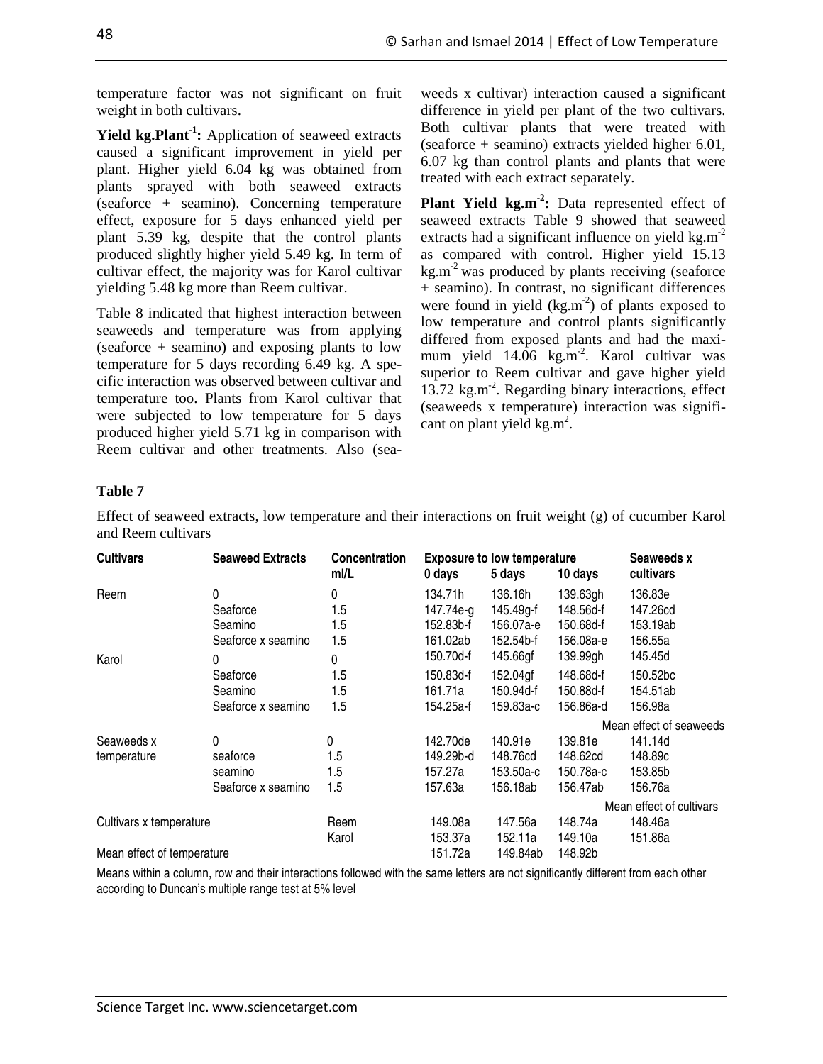temperature factor was not significant on fruit weight in both cultivars.

**Yield kg.Plant$^{-1}$:** Application of seaweed extracts caused a significant improvement in yield per plant. Higher yield 6.04 kg was obtained from plants sprayed with both seaweed extracts (seaforce + seamino). Concerning temperature effect, exposure for 5 days enhanced yield per plant 5.39 kg, despite that the control plants produced slightly higher yield 5.49 kg. In term of cultivar effect, the majority was for Karol cultivar yielding 5.48 kg more than Reem cultivar.

Table 8 indicated that highest interaction between seaweeds and temperature was from applying (seaforce + seamino) and exposing plants to low temperature for 5 days recording 6.49 kg. A specific interaction was observed between cultivar and temperature too. Plants from Karol cultivar that were subjected to low temperature for 5 days produced higher yield 5.71 kg in comparison with Reem cultivar and other treatments. Also (seaweeds x cultivar) interaction caused a significant difference in yield per plant of the two cultivars. Both cultivar plants that were treated with (seaforce + seamino) extracts yielded higher 6.01, 6.07 kg than control plants and plants that were treated with each extract separately.

**Plant Yield kg.m$^{-2}$:** Data represented effect of seaweed extracts Table 9 showed that seaweed extracts had a significant influence on yield kg.m$^{-2}$ as compared with control. Higher yield 15.13 kg.m$^{-2}$ was produced by plants receiving (seaforce + seamino). In contrast, no significant differences were found in yield (kg.m$^{-2}$) of plants exposed to low temperature and control plants significantly differed from exposed plants and had the maximum yield 14.06 kg.m$^{-2}$. Karol cultivar was superior to Reem cultivar and gave higher yield 13.72 kg.m$^{-2}$. Regarding binary interactions, effect (seaweeds x temperature) interaction was significant on plant yield kg.m$^{2}$.

**Table 7**

Effect of seaweed extracts, low temperature and their interactions on fruit weight (g) of cucumber Karol and Reem cultivars

| Cultivars | Seaweed Extracts | Concentration ml/L | Exposure to low temperature 0 days | 5 days | 10 days | Seaweeds x cultivars |
|---|---|---|---|---|---|---|
| Reem | 0 | 0 | 134.71h | 136.16h | 139.63gh | 136.83e |
| | Seaforce | 1.5 | 147.74e-g | 145.49g-f | 148.56d-f | 147.26cd |
| | Seamino | 1.5 | 152.83b-f | 156.07a-e | 150.68d-f | 153.19ab |
| | Seaforce x seamino | 1.5 | 161.02ab | 152.54b-f | 156.08a-e | 156.55a |
| Karol | 0 | 0 | 150.70d-f | 145.66gf | 139.99gh | 145.45d |
| | Seaforce | 1.5 | 150.83d-f | 152.04gf | 148.68d-f | 150.52bc |
| | Seamino | 1.5 | 161.71a | 150.94d-f | 150.88d-f | 154.51ab |
| | Seaforce x seamino | 1.5 | 154.25a-f | 159.83a-c | 156.86a-d | 156.98a |
| | | | | | | Mean effect of seaweeds |
| Seaweeds x temperature | 0 | 0 | 142.70de | 140.91e | 139.81e | 141.14d |
| | seaforce | 1.5 | 149.29b-d | 148.76cd | 148.62cd | 148.89c |
| | seamino | 1.5 | 157.27a | 153.50a-c | 150.78a-c | 153.85b |
| | Seaforce x seamino | 1.5 | 157.63a | 156.18ab | 156.47ab | 156.76a |
| | | | | | | Mean effect of cultivars |
| Cultivars x temperature | | Reem | 149.08a | 147.56a | 148.74a | 148.46a |
| | | Karol | 153.37a | 152.11a | 149.10a | 151.86a |
| Mean effect of temperature | | | 151.72a | 149.84ab | 148.92b | |

Means within a column, row and their interactions followed with the same letters are not significantly different from each other according to Duncan's multiple range test at 5% level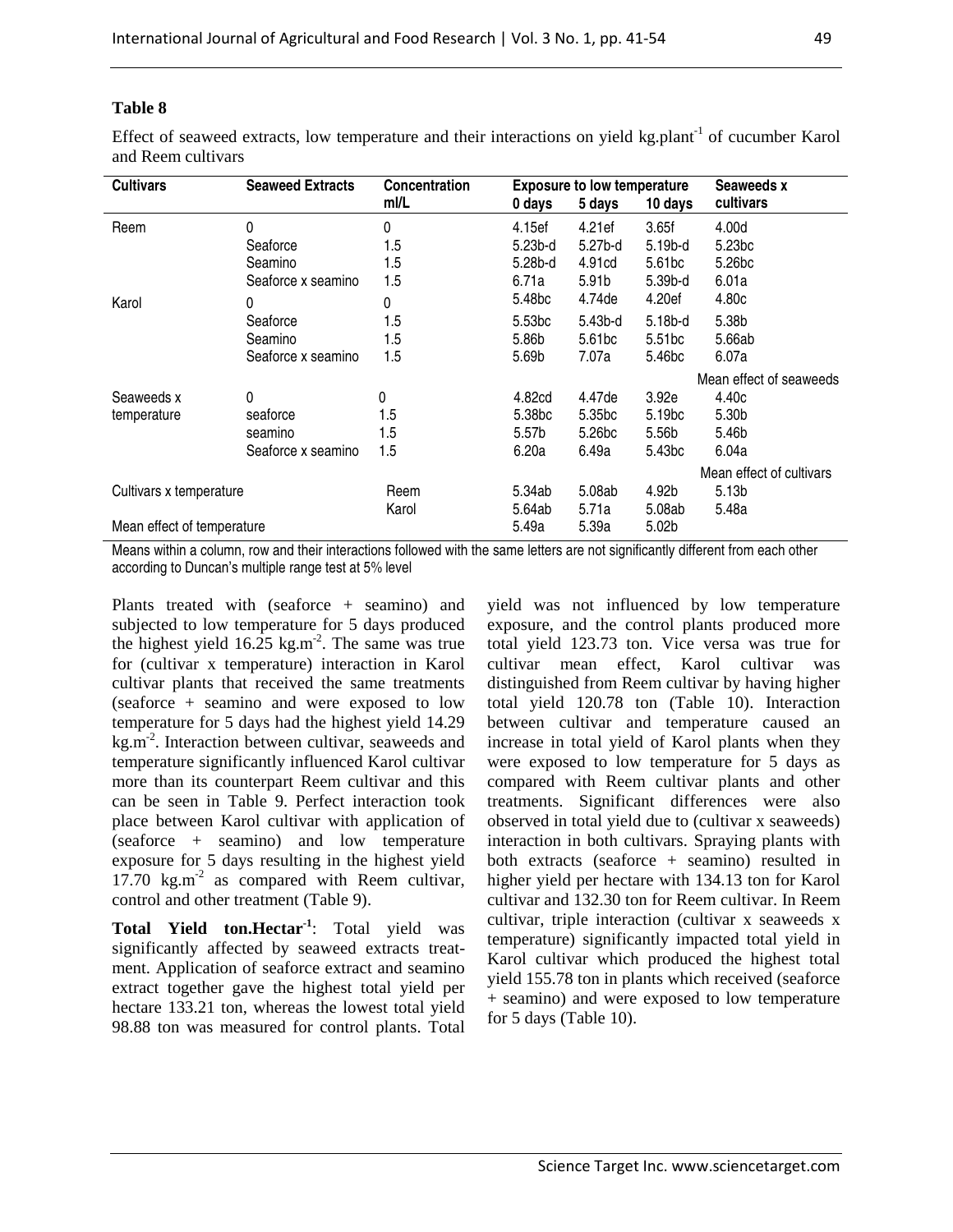**Table 8**

Effect of seaweed extracts, low temperature and their interactions on yield kg.plant$^{-1}$ of cucumber Karol and Reem cultivars

| Cultivars | Seaweed Extracts | Concentration ml/L | Exposure to low temperature | | | Seaweeds x cultivars |
|---|---|---|---|---|---|---|
| | | | 0 days | 5 days | 10 days | |
| Reem | 0 | 0 | 4.15ef | 4.21ef | 3.65f | 4.00d |
| | Seaforce | 1.5 | 5.23b-d | 5.27b-d | 5.19b-d | 5.23bc |
| | Seamino | 1.5 | 5.28b-d | 4.91cd | 5.61bc | 5.26bc |
| | Seaforce x seamino | 1.5 | 6.71a | 5.91b | 5.39b-d | 6.01a |
| Karol | 0 | 0 | 5.48bc | 4.74de | 4.20ef | 4.80c |
| | Seaforce | 1.5 | 5.53bc | 5.43b-d | 5.18b-d | 5.38b |
| | Seamino | 1.5 | 5.86b | 5.61bc | 5.51bc | 5.66ab |
| | Seaforce x seamino | 1.5 | 5.69b | 7.07a | 5.46bc | 6.07a |
| | | | | | | Mean effect of seaweeds |
| Seaweeds x temperature | 0 | 0 | 4.82cd | 4.47de | 3.92e | 4.40c |
| | seaforce | 1.5 | 5.38bc | 5.35bc | 5.19bc | 5.30b |
| | seamino | 1.5 | 5.57b | 5.26bc | 5.56b | 5.46b |
| | Seaforce x seamino | 1.5 | 6.20a | 6.49a | 5.43bc | 6.04a |
| | | | | | | Mean effect of cultivars |
| Cultivars x temperature | | Reem | 5.34ab | 5.08ab | 4.92b | 5.13b |
| | | Karol | 5.64ab | 5.71a | 5.08ab | 5.48a |
| Mean effect of temperature | | | 5.49a | 5.39a | 5.02b | |

Means within a column, row and their interactions followed with the same letters are not significantly different from each other according to Duncan's multiple range test at 5% level

Plants treated with (seaforce + seamino) and subjected to low temperature for 5 days produced the highest yield 16.25 kg.m$^{-2}$. The same was true for (cultivar x temperature) interaction in Karol cultivar plants that received the same treatments (seaforce + seamino and were exposed to low temperature for 5 days had the highest yield 14.29 kg.m$^{-2}$. Interaction between cultivar, seaweeds and temperature significantly influenced Karol cultivar more than its counterpart Reem cultivar and this can be seen in Table 9. Perfect interaction took place between Karol cultivar with application of (seaforce + seamino) and low temperature exposure for 5 days resulting in the highest yield 17.70 kg.m$^{-2}$ as compared with Reem cultivar, control and other treatment (Table 9).

**Total Yield ton.Hectar$^{-1}$**: Total yield was significantly affected by seaweed extracts treatment. Application of seaforce extract and seamino extract together gave the highest total yield per hectare 133.21 ton, whereas the lowest total yield 98.88 ton was measured for control plants. Total yield was not influenced by low temperature exposure, and the control plants produced more total yield 123.73 ton. Vice versa was true for cultivar mean effect, Karol cultivar was distinguished from Reem cultivar by having higher total yield 120.78 ton (Table 10). Interaction between cultivar and temperature caused an increase in total yield of Karol plants when they were exposed to low temperature for 5 days as compared with Reem cultivar plants and other treatments. Significant differences were also observed in total yield due to (cultivar x seaweeds) interaction in both cultivars. Spraying plants with both extracts (seaforce + seamino) resulted in higher yield per hectare with 134.13 ton for Karol cultivar and 132.30 ton for Reem cultivar. In Reem cultivar, triple interaction (cultivar x seaweeds x temperature) significantly impacted total yield in Karol cultivar which produced the highest total yield 155.78 ton in plants which received (seaforce + seamino) and were exposed to low temperature for 5 days (Table 10).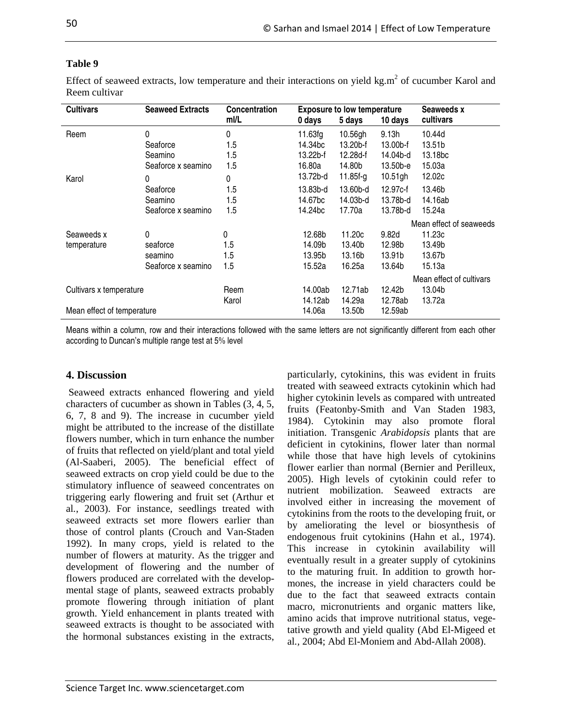**Table 9**

Effect of seaweed extracts, low temperature and their interactions on yield kg.m$^2$ of cucumber Karol and Reem cultivar

| Cultivars | Seaweed Extracts | Concentration ml/L | Exposure to low temperature 0 days | 5 days | 10 days | Seaweeds x cultivars |
|---|---|---|---|---|---|---|
| Reem | 0 | 0 | 11.63fg | 10.56gh | 9.13h | 10.44d |
| | Seaforce | 1.5 | 14.34bc | 13.20b-f | 13.00b-f | 13.51b |
| | Seamino | 1.5 | 13.22b-f | 12.28d-f | 14.04b-d | 13.18bc |
| | Seaforce x seamino | 1.5 | 16.80a | 14.80b | 13.50b-e | 15.03a |
| Karol | 0 | 0 | 13.72b-d | 11.85f-g | 10.51gh | 12.02c |
| | Seaforce | 1.5 | 13.83b-d | 13.60b-d | 12.97c-f | 13.46b |
| | Seamino | 1.5 | 14.67bc | 14.03b-d | 13.78b-d | 14.16ab |
| | Seaforce x seamino | 1.5 | 14.24bc | 17.70a | 13.78b-d | 15.24a |
| | | | | | | Mean effect of seaweeds |
| Seaweeds x temperature | 0 | 0 | 12.68b | 11.20c | 9.82d | 11.23c |
| | seaforce | 1.5 | 14.09b | 13.40b | 12.98b | 13.49b |
| | seamino | 1.5 | 13.95b | 13.16b | 13.91b | 13.67b |
| | Seaforce x seamino | 1.5 | 15.52a | 16.25a | 13.64b | 15.13a |
| | | | | | | Mean effect of cultivars |
| Cultivars x temperature | | Reem | 14.00ab | 12.71ab | 12.42b | 13.04b |
| | | Karol | 14.12ab | 14.29a | 12.78ab | 13.72a |
| Mean effect of temperature | | | 14.06a | 13.50b | 12.59ab | |

Means within a column, row and their interactions followed with the same letters are not significantly different from each other according to Duncan's multiple range test at 5% level

## 4. Discussion

Seaweed extracts enhanced flowering and yield characters of cucumber as shown in Tables (3, 4, 5, 6, 7, 8 and 9). The increase in cucumber yield might be attributed to the increase of the distillate flowers number, which in turn enhance the number of fruits that reflected on yield/plant and total yield (Al-Saaberi, 2005). The beneficial effect of seaweed extracts on crop yield could be due to the stimulatory influence of seaweed concentrates on triggering early flowering and fruit set (Arthur et al., 2003). For instance, seedlings treated with seaweed extracts set more flowers earlier than those of control plants (Crouch and Van-Staden 1992). In many crops, yield is related to the number of flowers at maturity. As the trigger and development of flowering and the number of flowers produced are correlated with the developmental stage of plants, seaweed extracts probably promote flowering through initiation of plant growth. Yield enhancement in plants treated with seaweed extracts is thought to be associated with the hormonal substances existing in the extracts, particularly, cytokinins, this was evident in fruits treated with seaweed extracts cytokinin which had higher cytokinin levels as compared with untreated fruits (Featonby-Smith and Van Staden 1983, 1984). Cytokinin may also promote floral initiation. Transgenic *Arabidopsis* plants that are deficient in cytokinins, flower later than normal while those that have high levels of cytokinins flower earlier than normal (Bernier and Perilleux, 2005). High levels of cytokinin could refer to nutrient mobilization. Seaweed extracts are involved either in increasing the movement of cytokinins from the roots to the developing fruit, or by ameliorating the level or biosynthesis of endogenous fruit cytokinins (Hahn et al., 1974). This increase in cytokinin availability will eventually result in a greater supply of cytokinins to the maturing fruit. In addition to growth hormones, the increase in yield characters could be due to the fact that seaweed extracts contain macro, micronutrients and organic matters like, amino acids that improve nutritional status, vegetative growth and yield quality (Abd El-Migeed et al., 2004; Abd El-Moniem and Abd-Allah 2008).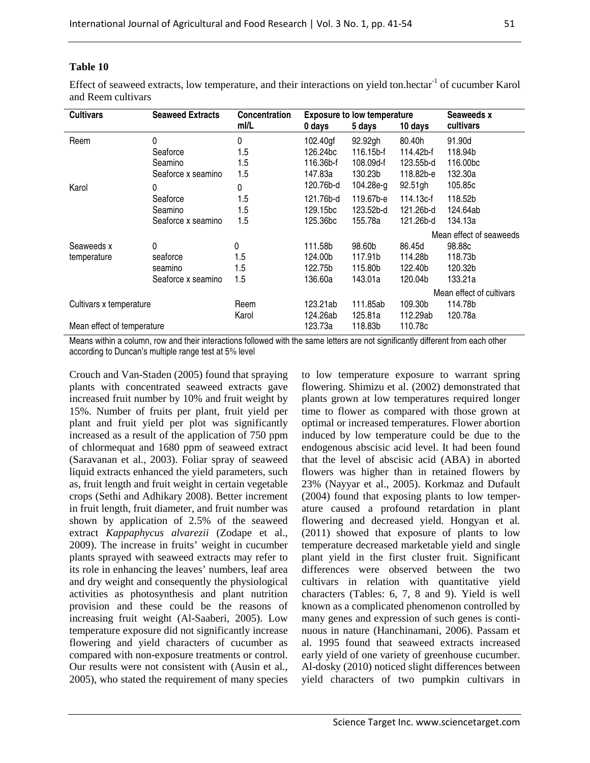**Table 10**

Effect of seaweed extracts, low temperature, and their interactions on yield ton.hectar$^{-1}$ of cucumber Karol and Reem cultivars

| Cultivars | Seaweed Extracts | Concentration ml/L | Exposure to low temperature | | | Seaweeds x cultivars |
|---|---|---|---|---|---|---|
| | | | 0 days | 5 days | 10 days | |
| Reem | 0 | 0 | 102.40gf | 92.92gh | 80.40h | 91.90d |
| | Seaforce | 1.5 | 126.24bc | 116.15b-f | 114.42b-f | 118.94b |
| | Seamino | 1.5 | 116.36b-f | 108.09d-f | 123.55b-d | 116.00bc |
| | Seaforce x seamino | 1.5 | 147.83a | 130.23b | 118.82b-e | 132.30a |
| Karol | 0 | 0 | 120.76b-d | 104.28e-g | 92.51gh | 105.85c |
| | Seaforce | 1.5 | 121.76b-d | 119.67b-e | 114.13c-f | 118.52b |
| | Seamino | 1.5 | 129.15bc | 123.52b-d | 121.26b-d | 124.64ab |
| | Seaforce x seamino | 1.5 | 125.36bc | 155.78a | 121.26b-d | 134.13a |
| | | | | | | Mean effect of seaweeds |
| Seaweeds x temperature | 0 | 0 | 111.58b | 98.60b | 86.45d | 98.88c |
| | seaforce | 1.5 | 124.00b | 117.91b | 114.28b | 118.73b |
| | seamino | 1.5 | 122.75b | 115.80b | 122.40b | 120.32b |
| | Seaforce x seamino | 1.5 | 136.60a | 143.01a | 120.04b | 133.21a |
| | | | | | | Mean effect of cultivars |
| Cultivars x temperature | | Reem | 123.21ab | 111.85ab | 109.30b | 114.78b |
| | | Karol | 124.26ab | 125.81a | 112.29ab | 120.78a |
| Mean effect of temperature | | | 123.73a | 118.83b | 110.78c | |

Means within a column, row and their interactions followed with the same letters are not significantly different from each other according to Duncan's multiple range test at 5% level

Crouch and Van-Staden (2005) found that spraying plants with concentrated seaweed extracts gave increased fruit number by 10% and fruit weight by 15%. Number of fruits per plant, fruit yield per plant and fruit yield per plot was significantly increased as a result of the application of 750 ppm of chlormequat and 1680 ppm of seaweed extract (Saravanan et al., 2003). Foliar spray of seaweed liquid extracts enhanced the yield parameters, such as, fruit length and fruit weight in certain vegetable crops (Sethi and Adhikary 2008). Better increment in fruit length, fruit diameter, and fruit number was shown by application of 2.5% of the seaweed extract *Kappaphycus alvarezii* (Zodape et al., 2009). The increase in fruits' weight in cucumber plants sprayed with seaweed extracts may refer to its role in enhancing the leaves' numbers, leaf area and dry weight and consequently the physiological activities as photosynthesis and plant nutrition provision and these could be the reasons of increasing fruit weight (Al-Saaberi, 2005). Low temperature exposure did not significantly increase flowering and yield characters of cucumber as compared with non-exposure treatments or control. Our results were not consistent with (Ausin et al., 2005), who stated the requirement of many species to low temperature exposure to warrant spring flowering. Shimizu et al. (2002) demonstrated that plants grown at low temperatures required longer time to flower as compared with those grown at optimal or increased temperatures. Flower abortion induced by low temperature could be due to the endogenous abscisic acid level. It had been found that the level of abscisic acid (ABA) in aborted flowers was higher than in retained flowers by 23% (Nayyar et al., 2005). Korkmaz and Dufault (2004) found that exposing plants to low temperature caused a profound retardation in plant flowering and decreased yield. Hongyan et al*.* (2011) showed that exposure of plants to low temperature decreased marketable yield and single plant yield in the first cluster fruit. Significant differences were observed between the two cultivars in relation with quantitative yield characters (Tables: 6, 7, 8 and 9). Yield is well known as a complicated phenomenon controlled by many genes and expression of such genes is continuous in nature (Hanchinamani, 2006). Passam et al. 1995 found that seaweed extracts increased early yield of one variety of greenhouse cucumber. Al-dosky (2010) noticed slight differences between yield characters of two pumpkin cultivars in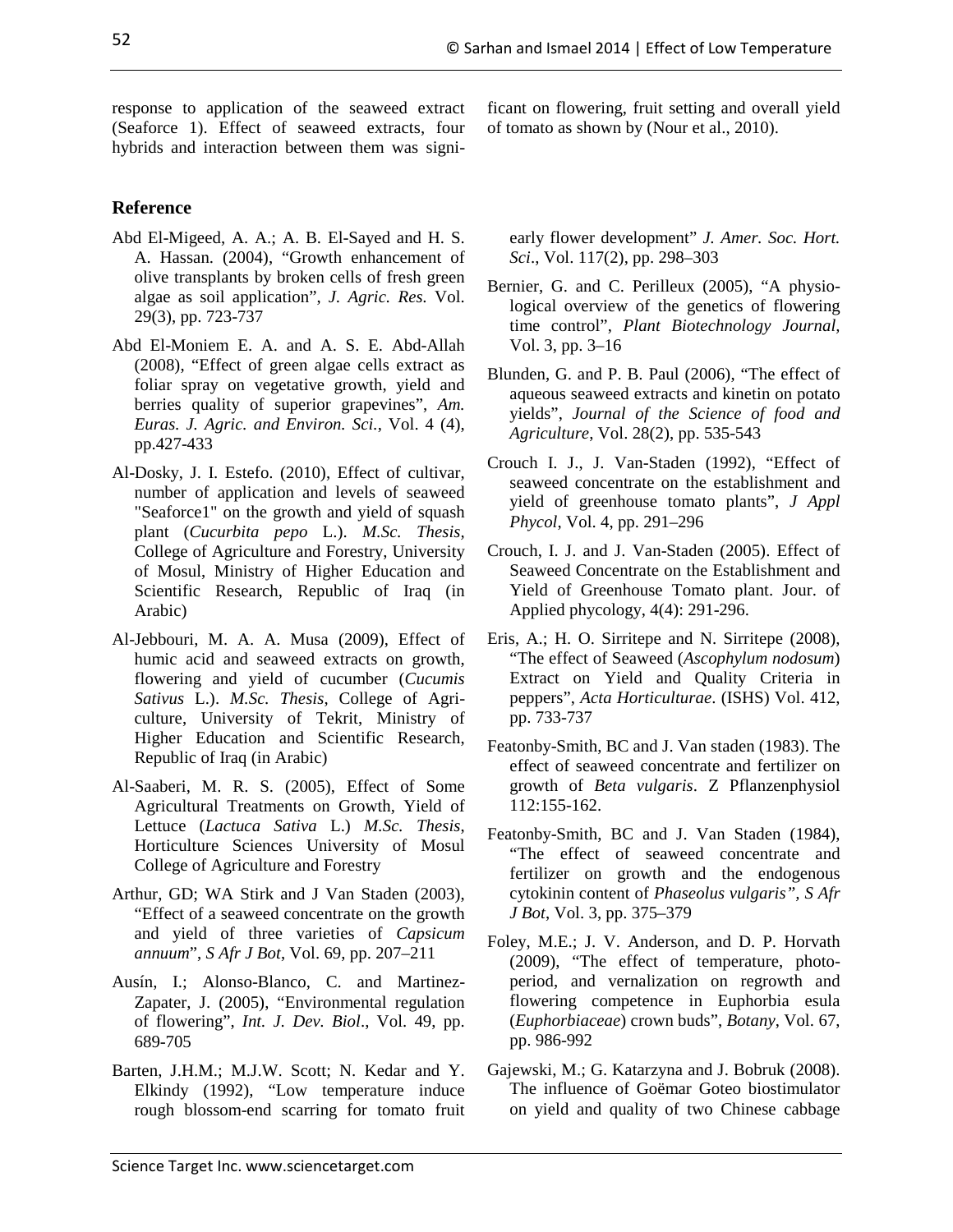response to application of the seaweed extract (Seaforce 1). Effect of seaweed extracts, four hybrids and interaction between them was significant on flowering, fruit setting and overall yield of tomato as shown by (Nour et al., 2010).

## Reference

Abd El-Migeed, A. A.; A. B. El-Sayed and H. S. A. Hassan. (2004), "Growth enhancement of olive transplants by broken cells of fresh green algae as soil application", *J. Agric. Res.* Vol. 29(3), pp. 723-737

Abd El-Moniem E. A. and A. S. E. Abd-Allah (2008), "Effect of green algae cells extract as foliar spray on vegetative growth, yield and berries quality of superior grapevines", *Am. Euras. J. Agric. and Environ. Sci.*, Vol. 4 (4), pp.427-433

Al-Dosky, J. I. Estefo. (2010), Effect of cultivar, number of application and levels of seaweed "Seaforce1" on the growth and yield of squash plant (*Cucurbita pepo* L.). *M.Sc. Thesis,* College of Agriculture and Forestry, University of Mosul, Ministry of Higher Education and Scientific Research, Republic of Iraq (in Arabic)

Al-Jebbouri, M. A. A. Musa (2009), Effect of humic acid and seaweed extracts on growth, flowering and yield of cucumber (*Cucumis Sativus* L.). *M.Sc. Thesis*, College of Agriculture, University of Tekrit, Ministry of Higher Education and Scientific Research, Republic of Iraq (in Arabic)

Al-Saaberi, M. R. S. (2005), Effect of Some Agricultural Treatments on Growth, Yield of Lettuce (*Lactuca Sativa* L.) *M.Sc. Thesis*, Horticulture Sciences University of Mosul College of Agriculture and Forestry

Arthur, GD; WA Stirk and J Van Staden (2003), "Effect of a seaweed concentrate on the growth and yield of three varieties of *Capsicum annuum*", *S Afr J Bot*, Vol. 69, pp. 207–211

Ausín, I.; Alonso-Blanco, C. and Martinez-Zapater, J. (2005), "Environmental regulation of flowering", *Int. J. Dev. Biol*., Vol. 49, pp. 689-705

Barten, J.H.M.; M.J.W. Scott; N. Kedar and Y. Elkindy (1992), "Low temperature induce rough blossom-end scarring for tomato fruit early flower development" *J. Amer. Soc. Hort. Sci*., Vol. 117(2), pp. 298–303

Bernier, G. and C. Perilleux (2005), "A physiological overview of the genetics of flowering time control", *Plant Biotechnology Journal*, Vol. 3, pp. 3–16

Blunden, G. and P. B. Paul (2006), "The effect of aqueous seaweed extracts and kinetin on potato yields", *Journal of the Science of food and Agriculture*, Vol. 28(2), pp. 535-543

Crouch I. J., J. Van-Staden (1992), "Effect of seaweed concentrate on the establishment and yield of greenhouse tomato plants", *J Appl Phycol*, Vol. 4, pp. 291–296

Crouch, I. J. and J. Van-Staden (2005). Effect of Seaweed Concentrate on the Establishment and Yield of Greenhouse Tomato plant. Jour. of Applied phycology, 4(4): 291-296.

Eris, A.; H. O. Sirritepe and N. Sirritepe (2008), "The effect of Seaweed (*Ascophylum nodosum*) Extract on Yield and Quality Criteria in peppers", *Acta Horticulturae*. (ISHS) Vol. 412, pp. 733-737

Featonby-Smith, BC and J. Van staden (1983). The effect of seaweed concentrate and fertilizer on growth of *Beta vulgaris*. Z Pflanzenphysiol 112:155-162.

Featonby-Smith, BC and J. Van Staden (1984), "The effect of seaweed concentrate and fertilizer on growth and the endogenous cytokinin content of *Phaseolus vulgaris", S Afr J Bot*, Vol. 3, pp. 375–379

Foley, M.E.; J. V. Anderson, and D. P. Horvath (2009), "The effect of temperature, photoperiod, and vernalization on regrowth and flowering competence in Euphorbia esula (*Euphorbiaceae*) crown buds", *Botany*, Vol. 67, pp. 986-992

Gajewski, M.; G. Katarzyna and J. Bobruk (2008). The influence of Goëmar Goteo biostimulator on yield and quality of two Chinese cabbage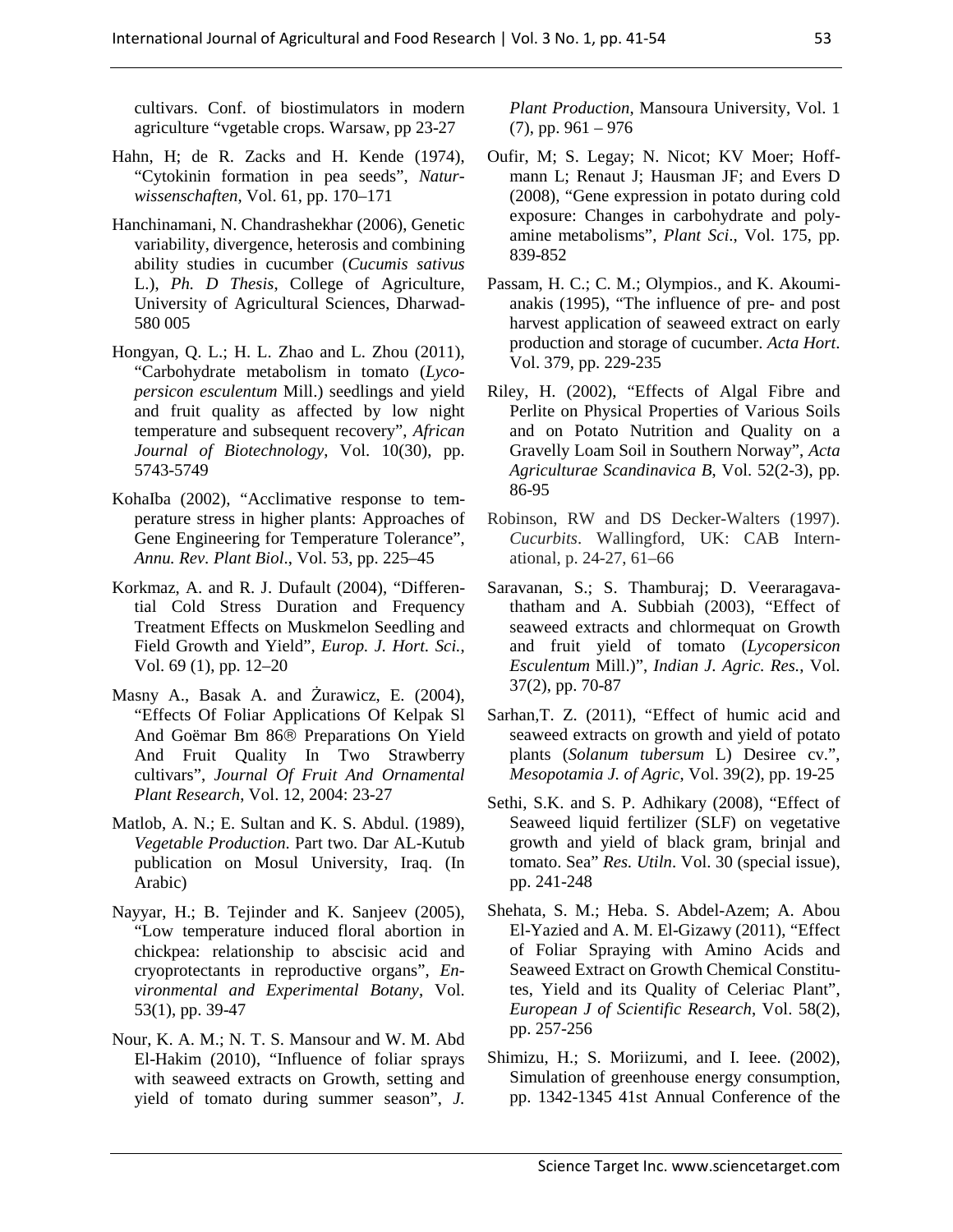cultivars. Conf. of biostimulators in modern agriculture "vgetable crops. Warsaw, pp 23-27

Hahn, H; de R. Zacks and H. Kende (1974), "Cytokinin formation in pea seeds", *Naturwissenschaften*, Vol. 61, pp. 170–171

Hanchinamani, N. Chandrashekhar (2006), Genetic variability, divergence, heterosis and combining ability studies in cucumber (*Cucumis sativus* L.), *Ph. D Thesis*, College of Agriculture, University of Agricultural Sciences, Dharwad-580 005

Hongyan, Q. L.; H. L. Zhao and L. Zhou (2011), "Carbohydrate metabolism in tomato (*Lycopersicon esculentum* Mill.) seedlings and yield and fruit quality as affected by low night temperature and subsequent recovery", *African Journal of Biotechnology*, Vol. 10(30), pp. 5743-5749

KohaIba (2002), "Acclimative response to temperature stress in higher plants: Approaches of Gene Engineering for Temperature Tolerance", *Annu. Rev. Plant Biol.*, Vol. 53, pp. 225–45

Korkmaz, A. and R. J. Dufault (2004), "Differential Cold Stress Duration and Frequency Treatment Effects on Muskmelon Seedling and Field Growth and Yield", *Europ. J. Hort. Sci.*, Vol. 69 (1), pp. 12–20

Masny A., Basak A. and Żurawicz, E. (2004), "Effects Of Foliar Applications Of Kelpak Sl And Goëmar Bm 86® Preparations On Yield And Fruit Quality In Two Strawberry cultivars", *Journal Of Fruit And Ornamental Plant Research*, Vol. 12, 2004: 23-27

Matlob, A. N.; E. Sultan and K. S. Abdul. (1989), *Vegetable Production*. Part two. Dar AL-Kutub publication on Mosul University, Iraq. (In Arabic)

Nayyar, H.; B. Tejinder and K. Sanjeev (2005), "Low temperature induced floral abortion in chickpea: relationship to abscisic acid and cryoprotectants in reproductive organs", *Environmental and Experimental Botany*, Vol. 53(1), pp. 39-47

Nour, K. A. M.; N. T. S. Mansour and W. M. Abd El-Hakim (2010), "Influence of foliar sprays with seaweed extracts on Growth, setting and yield of tomato during summer season", *J. Plant Production*, Mansoura University, Vol. 1 (7), pp. 961 – 976

Oufir, M; S. Legay; N. Nicot; KV Moer; Hoffmann L; Renaut J; Hausman JF; and Evers D (2008), "Gene expression in potato during cold exposure: Changes in carbohydrate and polyamine metabolisms", *Plant Sci*., Vol. 175, pp. 839-852

Passam, H. C.; C. M.; Olympios., and K. Akoumianakis (1995), "The influence of pre- and post harvest application of seaweed extract on early production and storage of cucumber. *Acta Hort*. Vol. 379, pp. 229-235

Riley, H. (2002), "Effects of Algal Fibre and Perlite on Physical Properties of Various Soils and on Potato Nutrition and Quality on a Gravelly Loam Soil in Southern Norway", *Acta Agriculturae Scandinavica B*, Vol. 52(2-3), pp. 86-95

Robinson, RW and DS Decker-Walters (1997). *Cucurbits*. Wallingford, UK: CAB International, p. 24-27, 61–66

Saravanan, S.; S. Thamburaj; D. Veeraragavathatham and A. Subbiah (2003), "Effect of seaweed extracts and chlormequat on Growth and fruit yield of tomato (*Lycopersicon Esculentum* Mill.)", *Indian J. Agric. Res.*, Vol. 37(2), pp. 70-87

Sarhan,T. Z. (2011), "Effect of humic acid and seaweed extracts on growth and yield of potato plants (*Solanum tubersum* L) Desiree cv.", *Mesopotamia J. of Agric*, Vol. 39(2), pp. 19-25

Sethi, S.K. and S. P. Adhikary (2008), "Effect of Seaweed liquid fertilizer (SLF) on vegetative growth and yield of black gram, brinjal and tomato. Sea" *Res. Utiln*. Vol. 30 (special issue), pp. 241-248

Shehata, S. M.; Heba. S. Abdel-Azem; A. Abou El-Yazied and A. M. El-Gizawy (2011), "Effect of Foliar Spraying with Amino Acids and Seaweed Extract on Growth Chemical Constitutes, Yield and its Quality of Celeriac Plant", *European J of Scientific Research*, Vol. 58(2), pp. 257-256

Shimizu, H.; S. Moriizumi, and I. Ieee. (2002), Simulation of greenhouse energy consumption, pp. 1342-1345 41st Annual Conference of the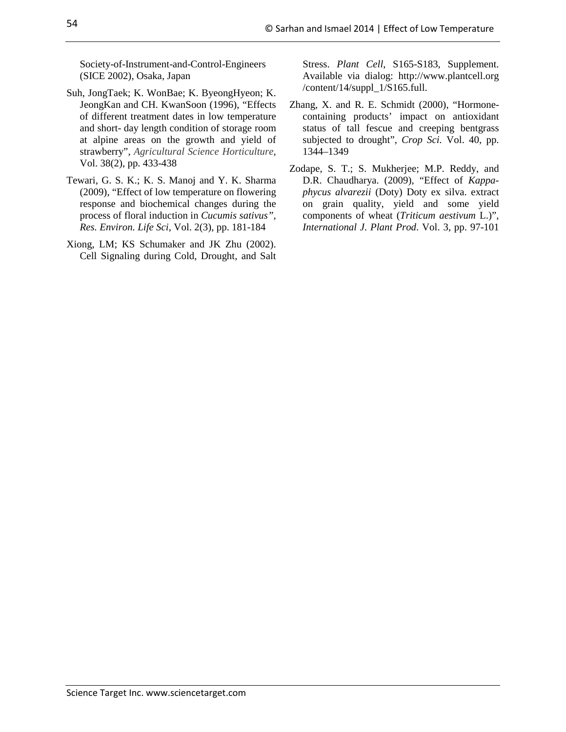Society-of-Instrument-and-Control-Engineers (SICE 2002), Osaka, Japan

Suh, JongTaek; K. WonBae; K. ByeongHyeon; K. JeongKan and CH. KwanSoon (1996), "Effects of different treatment dates in low temperature and short- day length condition of storage room at alpine areas on the growth and yield of strawberry", *Agricultural Science Horticulture*, Vol. 38(2), pp. 433-438

Tewari, G. S. K.; K. S. Manoj and Y. K. Sharma (2009), "Effect of low temperature on flowering response and biochemical changes during the process of floral induction in *Cucumis sativus"*, *Res. Environ. Life Sci*, Vol. 2(3), pp. 181-184

Xiong, LM; KS Schumaker and JK Zhu (2002). Cell Signaling during Cold, Drought, and Salt Stress. *Plant Cell*, S165-S183, Supplement. Available via dialog: http://www.plantcell.org /content/14/suppl_1/S165.full.

Zhang, X. and R. E. Schmidt (2000), "Hormone-containing products' impact on antioxidant status of tall fescue and creeping bentgrass subjected to drought", *Crop Sci.* Vol. 40, pp. 1344–1349

Zodape, S. T.; S. Mukherjee; M.P. Reddy, and D.R. Chaudharya. (2009), "Effect of *Kappaphycus alvarezii* (Doty) Doty ex silva. extract on grain quality, yield and some yield components of wheat (*Triticum aestivum* L.)", *International J. Plant Prod*. Vol. 3, pp. 97-101